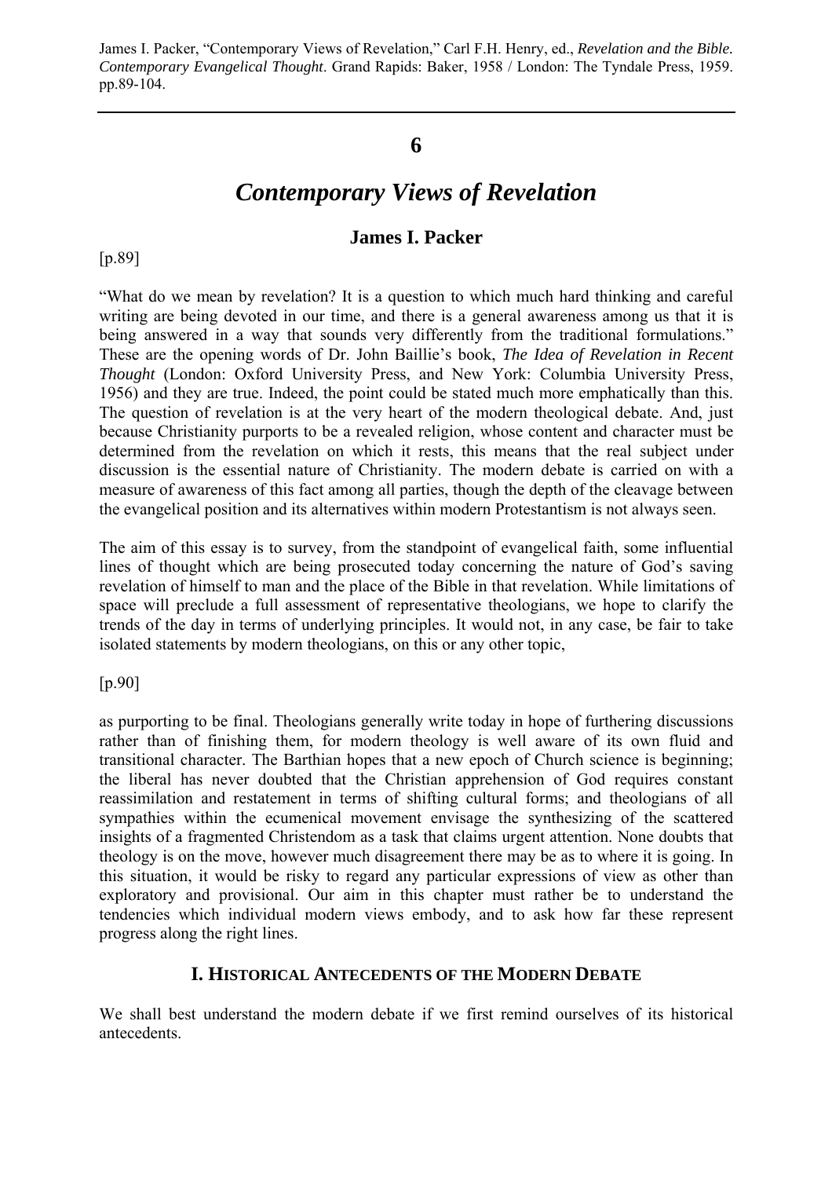James I. Packer, "Contemporary Views of Revelation," Carl F.H. Henry, ed., *Revelation and the Bible. Contemporary Evangelical Thought*. Grand Rapids: Baker, 1958 / London: The Tyndale Press, 1959. pp.89-104.

---

## 6

# *Contemporary Views of Revelation*

### James I. Packer

[p.89]

"What do we mean by revelation? It is a question to which much hard thinking and careful writing are being devoted in our time, and there is a general awareness among us that it is being answered in a way that sounds very differently from the traditional formulations." These are the opening words of Dr. John Baillie's book, *The Idea of Revelation in Recent Thought* (London: Oxford University Press, and New York: Columbia University Press, 1956) and they are true. Indeed, the point could be stated much more emphatically than this. The question of revelation is at the very heart of the modern theological debate. And, just because Christianity purports to be a revealed religion, whose content and character must be determined from the revelation on which it rests, this means that the real subject under discussion is the essential nature of Christianity. The modern debate is carried on with a measure of awareness of this fact among all parties, though the depth of the cleavage between the evangelical position and its alternatives within modern Protestantism is not always seen.

The aim of this essay is to survey, from the standpoint of evangelical faith, some influential lines of thought which are being prosecuted today concerning the nature of God's saving revelation of himself to man and the place of the Bible in that revelation. While limitations of space will preclude a full assessment of representative theologians, we hope to clarify the trends of the day in terms of underlying principles. It would not, in any case, be fair to take isolated statements by modern theologians, on this or any other topic,

[p.90]

as purporting to be final. Theologians generally write today in hope of furthering discussions rather than of finishing them, for modern theology is well aware of its own fluid and transitional character. The Barthian hopes that a new epoch of Church science is beginning; the liberal has never doubted that the Christian apprehension of God requires constant reassimilation and restatement in terms of shifting cultural forms; and theologians of all sympathies within the ecumenical movement envisage the synthesizing of the scattered insights of a fragmented Christendom as a task that claims urgent attention. None doubts that theology is on the move, however much disagreement there may be as to where it is going. In this situation, it would be risky to regard any particular expressions of view as other than exploratory and provisional. Our aim in this chapter must rather be to understand the tendencies which individual modern views embody, and to ask how far these represent progress along the right lines.

### I. Historical Antecedents of the Modern Debate

We shall best understand the modern debate if we first remind ourselves of its historical antecedents.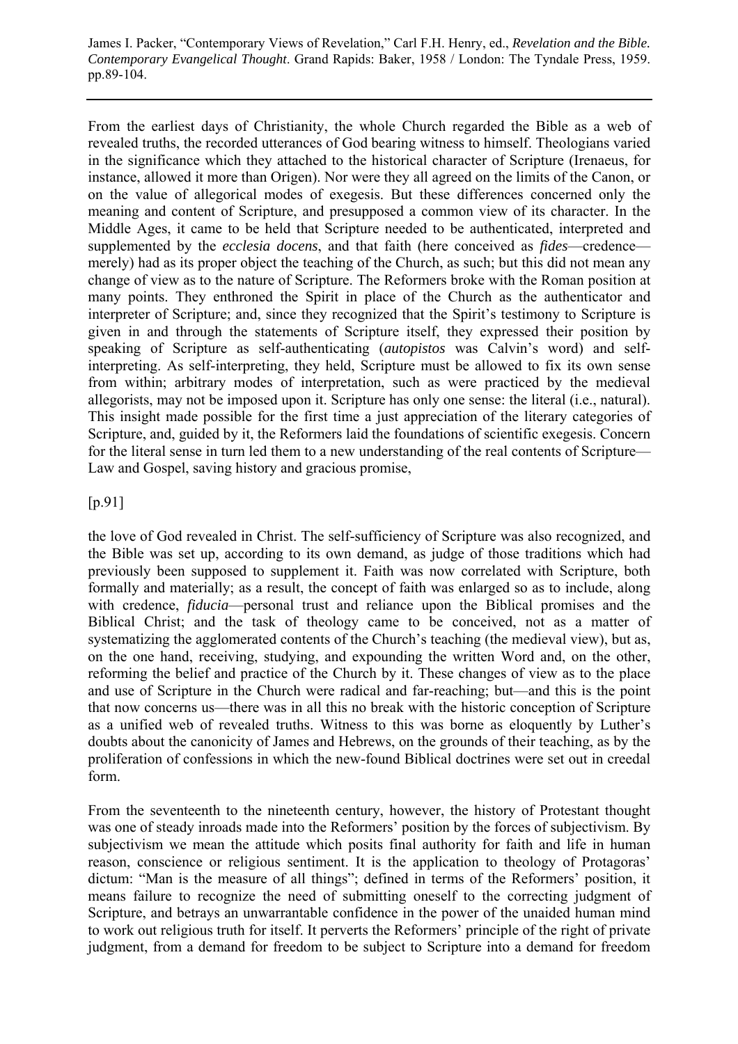From the earliest days of Christianity, the whole Church regarded the Bible as a web of revealed truths, the recorded utterances of God bearing witness to himself. Theologians varied in the significance which they attached to the historical character of Scripture (Irenaeus, for instance, allowed it more than Origen). Nor were they all agreed on the limits of the Canon, or on the value of allegorical modes of exegesis. But these differences concerned only the meaning and content of Scripture, and presupposed a common view of its character. In the Middle Ages, it came to be held that Scripture needed to be authenticated, interpreted and supplemented by the *ecclesia docens*, and that faith (here conceived as *fides*—credence—merely) had as its proper object the teaching of the Church, as such; but this did not mean any change of view as to the nature of Scripture. The Reformers broke with the Roman position at many points. They enthroned the Spirit in place of the Church as the authenticator and interpreter of Scripture; and, since they recognized that the Spirit's testimony to Scripture is given in and through the statements of Scripture itself, they expressed their position by speaking of Scripture as self-authenticating (*autopistos* was Calvin's word) and self-interpreting. As self-interpreting, they held, Scripture must be allowed to fix its own sense from within; arbitrary modes of interpretation, such as were practiced by the medieval allegorists, may not be imposed upon it. Scripture has only one sense: the literal (i.e., natural). This insight made possible for the first time a just appreciation of the literary categories of Scripture, and, guided by it, the Reformers laid the foundations of scientific exegesis. Concern for the literal sense in turn led them to a new understanding of the real contents of Scripture—Law and Gospel, saving history and gracious promise,

[p.91]

the love of God revealed in Christ. The self-sufficiency of Scripture was also recognized, and the Bible was set up, according to its own demand, as judge of those traditions which had previously been supposed to supplement it. Faith was now correlated with Scripture, both formally and materially; as a result, the concept of faith was enlarged so as to include, along with credence, *fiducia*—personal trust and reliance upon the Biblical promises and the Biblical Christ; and the task of theology came to be conceived, not as a matter of systematizing the agglomerated contents of the Church's teaching (the medieval view), but as, on the one hand, receiving, studying, and expounding the written Word and, on the other, reforming the belief and practice of the Church by it. These changes of view as to the place and use of Scripture in the Church were radical and far-reaching; but—and this is the point that now concerns us—there was in all this no break with the historic conception of Scripture as a unified web of revealed truths. Witness to this was borne as eloquently by Luther's doubts about the canonicity of James and Hebrews, on the grounds of their teaching, as by the proliferation of confessions in which the new-found Biblical doctrines were set out in creedal form.

From the seventeenth to the nineteenth century, however, the history of Protestant thought was one of steady inroads made into the Reformers' position by the forces of subjectivism. By subjectivism we mean the attitude which posits final authority for faith and life in human reason, conscience or religious sentiment. It is the application to theology of Protagoras' dictum: "Man is the measure of all things"; defined in terms of the Reformers' position, it means failure to recognize the need of submitting oneself to the correcting judgment of Scripture, and betrays an unwarrantable confidence in the power of the unaided human mind to work out religious truth for itself. It perverts the Reformers' principle of the right of private judgment, from a demand for freedom to be subject to Scripture into a demand for freedom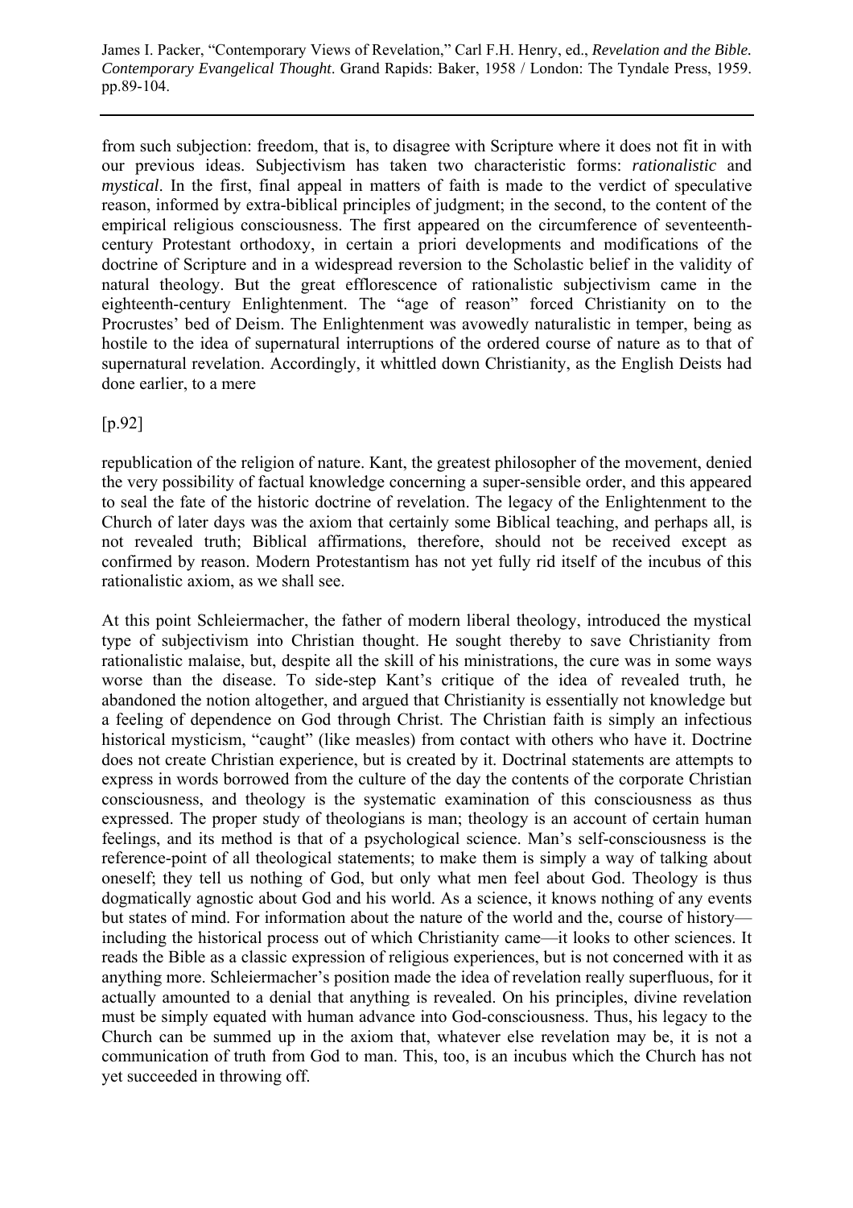from such subjection: freedom, that is, to disagree with Scripture where it does not fit in with our previous ideas. Subjectivism has taken two characteristic forms: ***rationalistic*** and ***mystical***. In the first, final appeal in matters of faith is made to the verdict of speculative reason, informed by extra-biblical principles of judgment; in the second, to the content of the empirical religious consciousness. The first appeared on the circumference of seventeenth-century Protestant orthodoxy, in certain a priori developments and modifications of the doctrine of Scripture and in a widespread reversion to the Scholastic belief in the validity of natural theology. But the great efflorescence of rationalistic subjectivism came in the eighteenth-century Enlightenment. The "age of reason" forced Christianity on to the Procrustes' bed of Deism. The Enlightenment was avowedly naturalistic in temper, being as hostile to the idea of supernatural interruptions of the ordered course of nature as to that of supernatural revelation. Accordingly, it whittled down Christianity, as the English Deists had done earlier, to a mere

[p.92]

republication of the religion of nature. Kant, the greatest philosopher of the movement, denied the very possibility of factual knowledge concerning a super-sensible order, and this appeared to seal the fate of the historic doctrine of revelation. The legacy of the Enlightenment to the Church of later days was the axiom that certainly some Biblical teaching, and perhaps all, is not revealed truth; Biblical affirmations, therefore, should not be received except as confirmed by reason. Modern Protestantism has not yet fully rid itself of the incubus of this rationalistic axiom, as we shall see.

At this point Schleiermacher, the father of modern liberal theology, introduced the mystical type of subjectivism into Christian thought. He sought thereby to save Christianity from rationalistic malaise, but, despite all the skill of his ministrations, the cure was in some ways worse than the disease. To side-step Kant's critique of the idea of revealed truth, he abandoned the notion altogether, and argued that Christianity is essentially not knowledge but a feeling of dependence on God through Christ. The Christian faith is simply an infectious historical mysticism, "caught" (like measles) from contact with others who have it. Doctrine does not create Christian experience, but is created by it. Doctrinal statements are attempts to express in words borrowed from the culture of the day the contents of the corporate Christian consciousness, and theology is the systematic examination of this consciousness as thus expressed. The proper study of theologians is man; theology is an account of certain human feelings, and its method is that of a psychological science. Man's self-consciousness is the reference-point of all theological statements; to make them is simply a way of talking about oneself; they tell us nothing of God, but only what men feel about God. Theology is thus dogmatically agnostic about God and his world. As a science, it knows nothing of any events but states of mind. For information about the nature of the world and the, course of history—including the historical process out of which Christianity came—it looks to other sciences. It reads the Bible as a classic expression of religious experiences, but is not concerned with it as anything more. Schleiermacher's position made the idea of revelation really superfluous, for it actually amounted to a denial that anything is revealed. On his principles, divine revelation must be simply equated with human advance into God-consciousness. Thus, his legacy to the Church can be summed up in the axiom that, whatever else revelation may be, it is not a communication of truth from God to man. This, too, is an incubus which the Church has not yet succeeded in throwing off.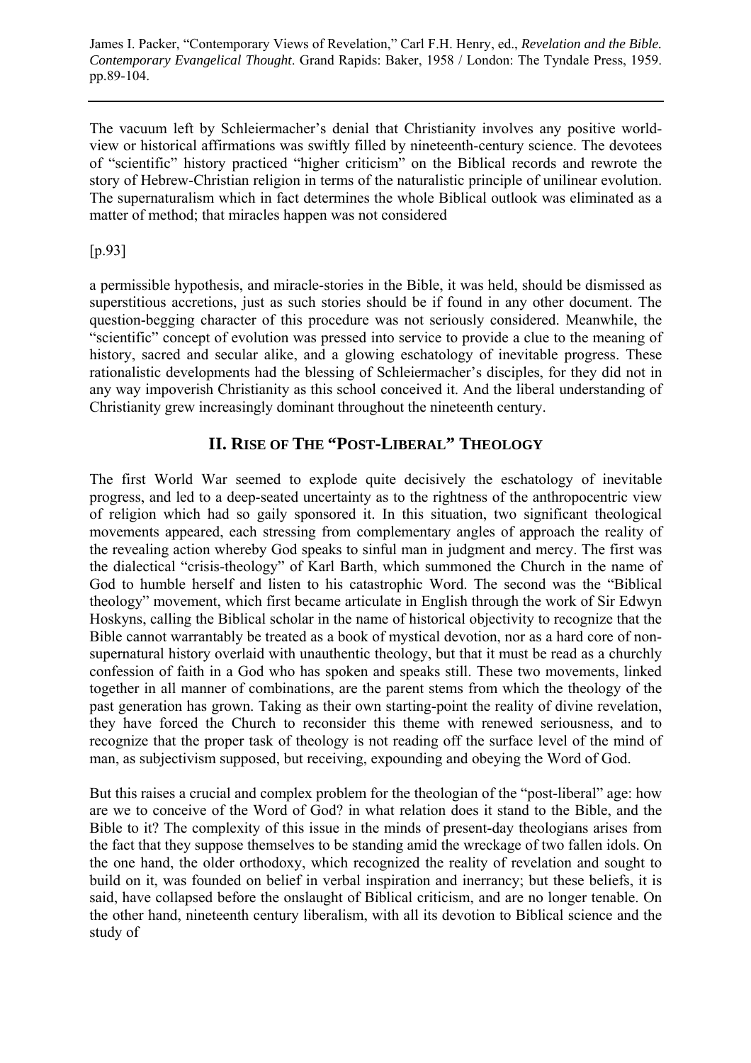The vacuum left by Schleiermacher's denial that Christianity involves any positive world-view or historical affirmations was swiftly filled by nineteenth-century science. The devotees of "scientific" history practiced "higher criticism" on the Biblical records and rewrote the story of Hebrew-Christian religion in terms of the naturalistic principle of unilinear evolution. The supernaturalism which in fact determines the whole Biblical outlook was eliminated as a matter of method; that miracles happen was not considered

[p.93]

a permissible hypothesis, and miracle-stories in the Bible, it was held, should be dismissed as superstitious accretions, just as such stories should be if found in any other document. The question-begging character of this procedure was not seriously considered. Meanwhile, the "scientific" concept of evolution was pressed into service to provide a clue to the meaning of history, sacred and secular alike, and a glowing eschatology of inevitable progress. These rationalistic developments had the blessing of Schleiermacher's disciples, for they did not in any way impoverish Christianity as this school conceived it. And the liberal understanding of Christianity grew increasingly dominant throughout the nineteenth century.

## II. RISE OF THE "POST-LIBERAL" THEOLOGY

The first World War seemed to explode quite decisively the eschatology of inevitable progress, and led to a deep-seated uncertainty as to the rightness of the anthropocentric view of religion which had so gaily sponsored it. In this situation, two significant theological movements appeared, each stressing from complementary angles of approach the reality of the revealing action whereby God speaks to sinful man in judgment and mercy. The first was the dialectical "crisis-theology" of Karl Barth, which summoned the Church in the name of God to humble herself and listen to his catastrophic Word. The second was the "Biblical theology" movement, which first became articulate in English through the work of Sir Edwyn Hoskyns, calling the Biblical scholar in the name of historical objectivity to recognize that the Bible cannot warrantably be treated as a book of mystical devotion, nor as a hard core of non-supernatural history overlaid with unauthentic theology, but that it must be read as a churchly confession of faith in a God who has spoken and speaks still. These two movements, linked together in all manner of combinations, are the parent stems from which the theology of the past generation has grown. Taking as their own starting-point the reality of divine revelation, they have forced the Church to reconsider this theme with renewed seriousness, and to recognize that the proper task of theology is not reading off the surface level of the mind of man, as subjectivism supposed, but receiving, expounding and obeying the Word of God.

But this raises a crucial and complex problem for the theologian of the "post-liberal" age: how are we to conceive of the Word of God? in what relation does it stand to the Bible, and the Bible to it? The complexity of this issue in the minds of present-day theologians arises from the fact that they suppose themselves to be standing amid the wreckage of two fallen idols. On the one hand, the older orthodoxy, which recognized the reality of revelation and sought to build on it, was founded on belief in verbal inspiration and inerrancy; but these beliefs, it is said, have collapsed before the onslaught of Biblical criticism, and are no longer tenable. On the other hand, nineteenth century liberalism, with all its devotion to Biblical science and the study of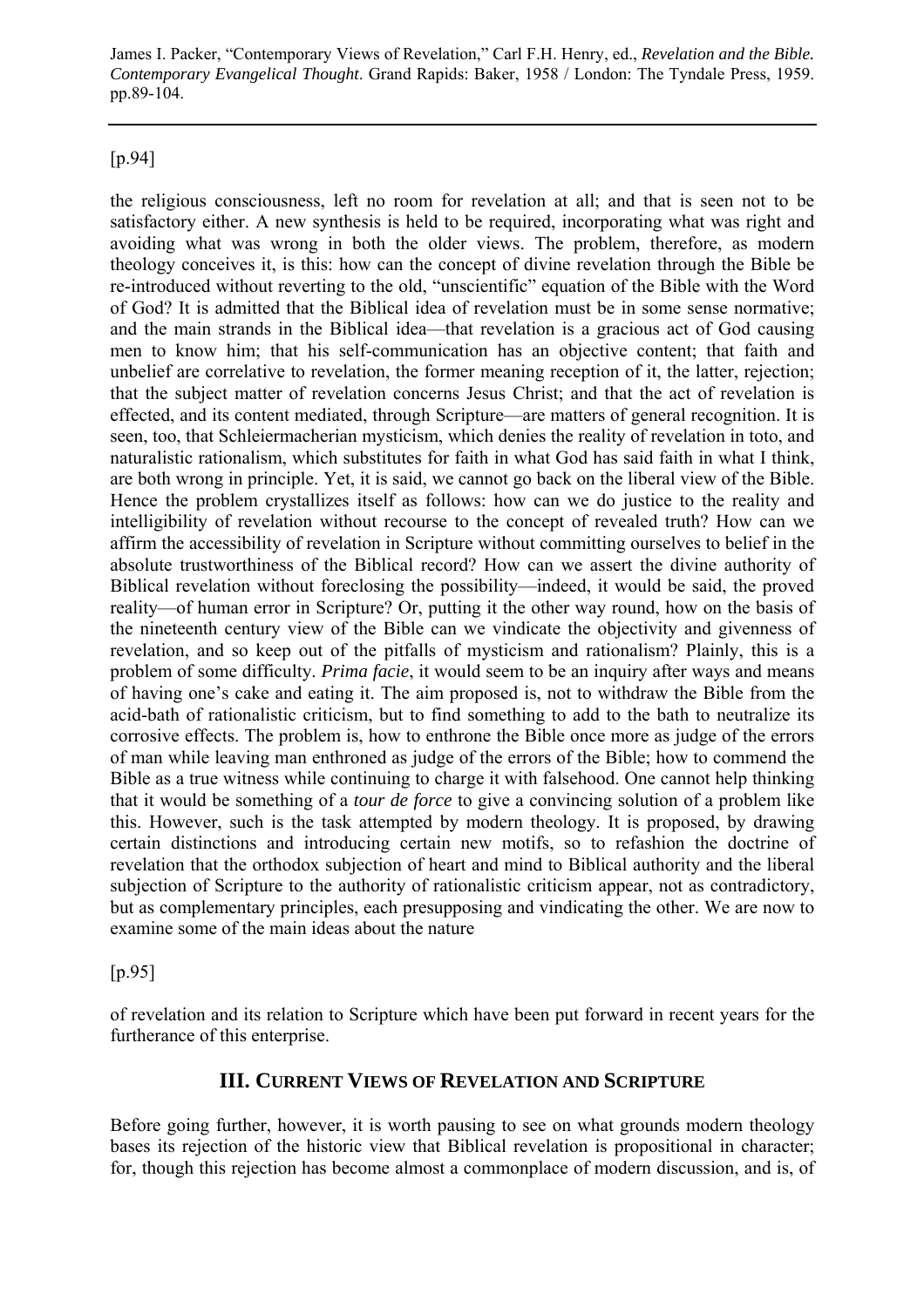[p.94]

the religious consciousness, left no room for revelation at all; and that is seen not to be satisfactory either. A new synthesis is held to be required, incorporating what was right and avoiding what was wrong in both the older views. The problem, therefore, as modern theology conceives it, is this: how can the concept of divine revelation through the Bible be re-introduced without reverting to the old, "unscientific" equation of the Bible with the Word of God? It is admitted that the Biblical idea of revelation must be in some sense normative; and the main strands in the Biblical idea—that revelation is a gracious act of God causing men to know him; that his self-communication has an objective content; that faith and unbelief are correlative to revelation, the former meaning reception of it, the latter, rejection; that the subject matter of revelation concerns Jesus Christ; and that the act of revelation is effected, and its content mediated, through Scripture—are matters of general recognition. It is seen, too, that Schleiermacherian mysticism, which denies the reality of revelation in toto, and naturalistic rationalism, which substitutes for faith in what God has said faith in what I think, are both wrong in principle. Yet, it is said, we cannot go back on the liberal view of the Bible. Hence the problem crystallizes itself as follows: how can we do justice to the reality and intelligibility of revelation without recourse to the concept of revealed truth? How can we affirm the accessibility of revelation in Scripture without committing ourselves to belief in the absolute trustworthiness of the Biblical record? How can we assert the divine authority of Biblical revelation without foreclosing the possibility—indeed, it would be said, the proved reality—of human error in Scripture? Or, putting it the other way round, how on the basis of the nineteenth century view of the Bible can we vindicate the objectivity and givenness of revelation, and so keep out of the pitfalls of mysticism and rationalism? Plainly, this is a problem of some difficulty. *Prima facie*, it would seem to be an inquiry after ways and means of having one's cake and eating it. The aim proposed is, not to withdraw the Bible from the acid-bath of rationalistic criticism, but to find something to add to the bath to neutralize its corrosive effects. The problem is, how to enthrone the Bible once more as judge of the errors of man while leaving man enthroned as judge of the errors of the Bible; how to commend the Bible as a true witness while continuing to charge it with falsehood. One cannot help thinking that it would be something of a *tour de force* to give a convincing solution of a problem like this. However, such is the task attempted by modern theology. It is proposed, by drawing certain distinctions and introducing certain new motifs, so to refashion the doctrine of revelation that the orthodox subjection of heart and mind to Biblical authority and the liberal subjection of Scripture to the authority of rationalistic criticism appear, not as contradictory, but as complementary principles, each presupposing and vindicating the other. We are now to examine some of the main ideas about the nature

[p.95]

of revelation and its relation to Scripture which have been put forward in recent years for the furtherance of this enterprise.

## III. CURRENT VIEWS OF REVELATION AND SCRIPTURE

Before going further, however, it is worth pausing to see on what grounds modern theology bases its rejection of the historic view that Biblical revelation is propositional in character; for, though this rejection has become almost a commonplace of modern discussion, and is, of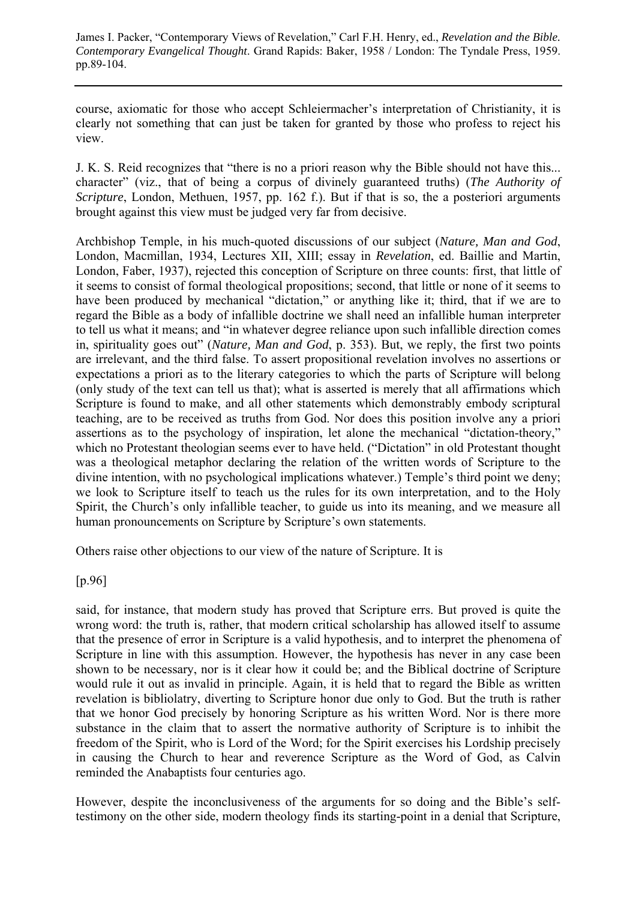course, axiomatic for those who accept Schleiermacher's interpretation of Christianity, it is clearly not something that can just be taken for granted by those who profess to reject his view.

J. K. S. Reid recognizes that "there is no a priori reason why the Bible should not have this... character" (viz., that of being a corpus of divinely guaranteed truths) (*The Authority of Scripture*, London, Methuen, 1957, pp. 162 f.). But if that is so, the a posteriori arguments brought against this view must be judged very far from decisive.

Archbishop Temple, in his much-quoted discussions of our subject (*Nature, Man and God*, London, Macmillan, 1934, Lectures XII, XIII; essay in *Revelation*, ed. Baillie and Martin, London, Faber, 1937), rejected this conception of Scripture on three counts: first, that little of it seems to consist of formal theological propositions; second, that little or none of it seems to have been produced by mechanical "dictation," or anything like it; third, that if we are to regard the Bible as a body of infallible doctrine we shall need an infallible human interpreter to tell us what it means; and "in whatever degree reliance upon such infallible direction comes in, spirituality goes out" (*Nature, Man and God*, p. 353). But, we reply, the first two points are irrelevant, and the third false. To assert propositional revelation involves no assertions or expectations a priori as to the literary categories to which the parts of Scripture will belong (only study of the text can tell us that); what is asserted is merely that all affirmations which Scripture is found to make, and all other statements which demonstrably embody scriptural teaching, are to be received as truths from God. Nor does this position involve any a priori assertions as to the psychology of inspiration, let alone the mechanical "dictation-theory," which no Protestant theologian seems ever to have held. ("Dictation" in old Protestant thought was a theological metaphor declaring the relation of the written words of Scripture to the divine intention, with no psychological implications whatever.) Temple's third point we deny; we look to Scripture itself to teach us the rules for its own interpretation, and to the Holy Spirit, the Church's only infallible teacher, to guide us into its meaning, and we measure all human pronouncements on Scripture by Scripture's own statements.

Others raise other objections to our view of the nature of Scripture. It is

[p.96]

said, for instance, that modern study has proved that Scripture errs. But proved is quite the wrong word: the truth is, rather, that modern critical scholarship has allowed itself to assume that the presence of error in Scripture is a valid hypothesis, and to interpret the phenomena of Scripture in line with this assumption. However, the hypothesis has never in any case been shown to be necessary, nor is it clear how it could be; and the Biblical doctrine of Scripture would rule it out as invalid in principle. Again, it is held that to regard the Bible as written revelation is bibliolatry, diverting to Scripture honor due only to God. But the truth is rather that we honor God precisely by honoring Scripture as his written Word. Nor is there more substance in the claim that to assert the normative authority of Scripture is to inhibit the freedom of the Spirit, who is Lord of the Word; for the Spirit exercises his Lordship precisely in causing the Church to hear and reverence Scripture as the Word of God, as Calvin reminded the Anabaptists four centuries ago.

However, despite the inconclusiveness of the arguments for so doing and the Bible's self-testimony on the other side, modern theology finds its starting-point in a denial that Scripture,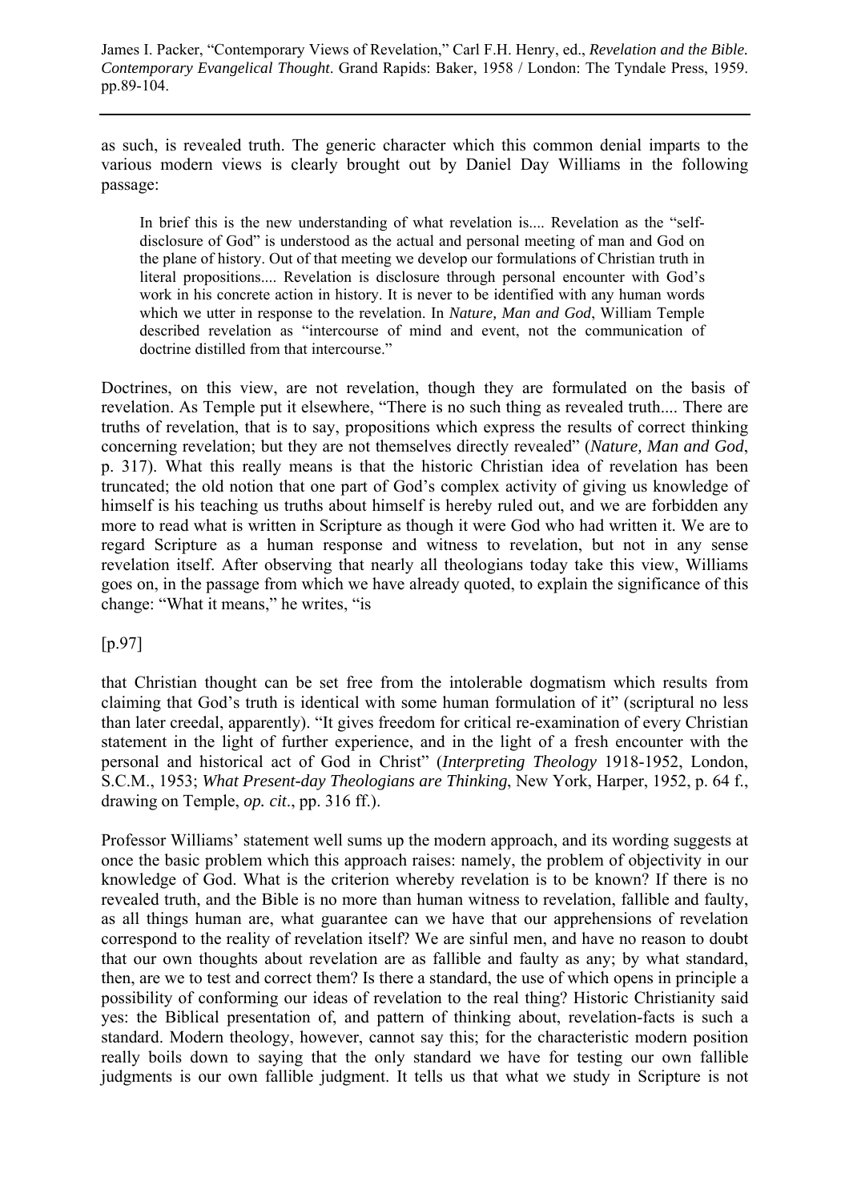as such, is revealed truth. The generic character which this common denial imparts to the various modern views is clearly brought out by Daniel Day Williams in the following passage:

> In brief this is the new understanding of what revelation is.... Revelation as the "self-disclosure of God" is understood as the actual and personal meeting of man and God on the plane of history. Out of that meeting we develop our formulations of Christian truth in literal propositions.... Revelation is disclosure through personal encounter with God's work in his concrete action in history. It is never to be identified with any human words which we utter in response to the revelation. In *Nature, Man and God*, William Temple described revelation as "intercourse of mind and event, not the communication of doctrine distilled from that intercourse."

Doctrines, on this view, are not revelation, though they are formulated on the basis of revelation. As Temple put it elsewhere, "There is no such thing as revealed truth.... There are truths of revelation, that is to say, propositions which express the results of correct thinking concerning revelation; but they are not themselves directly revealed" (*Nature, Man and God*, p. 317). What this really means is that the historic Christian idea of revelation has been truncated; the old notion that one part of God's complex activity of giving us knowledge of himself is his teaching us truths about himself is hereby ruled out, and we are forbidden any more to read what is written in Scripture as though it were God who had written it. We are to regard Scripture as a human response and witness to revelation, but not in any sense revelation itself. After observing that nearly all theologians today take this view, Williams goes on, in the passage from which we have already quoted, to explain the significance of this change: "What it means," he writes, "is

[p.97]

that Christian thought can be set free from the intolerable dogmatism which results from claiming that God's truth is identical with some human formulation of it" (scriptural no less than later creedal, apparently). "It gives freedom for critical re-examination of every Christian statement in the light of further experience, and in the light of a fresh encounter with the personal and historical act of God in Christ" (*Interpreting Theology* 1918-1952, London, S.C.M., 1953; *What Present-day Theologians are Thinking*, New York, Harper, 1952, p. 64 f., drawing on Temple, *op. cit*., pp. 316 ff.).

Professor Williams' statement well sums up the modern approach, and its wording suggests at once the basic problem which this approach raises: namely, the problem of objectivity in our knowledge of God. What is the criterion whereby revelation is to be known? If there is no revealed truth, and the Bible is no more than human witness to revelation, fallible and faulty, as all things human are, what guarantee can we have that our apprehensions of revelation correspond to the reality of revelation itself? We are sinful men, and have no reason to doubt that our own thoughts about revelation are as fallible and faulty as any; by what standard, then, are we to test and correct them? Is there a standard, the use of which opens in principle a possibility of conforming our ideas of revelation to the real thing? Historic Christianity said yes: the Biblical presentation of, and pattern of thinking about, revelation-facts is such a standard. Modern theology, however, cannot say this; for the characteristic modern position really boils down to saying that the only standard we have for testing our own fallible judgments is our own fallible judgment. It tells us that what we study in Scripture is not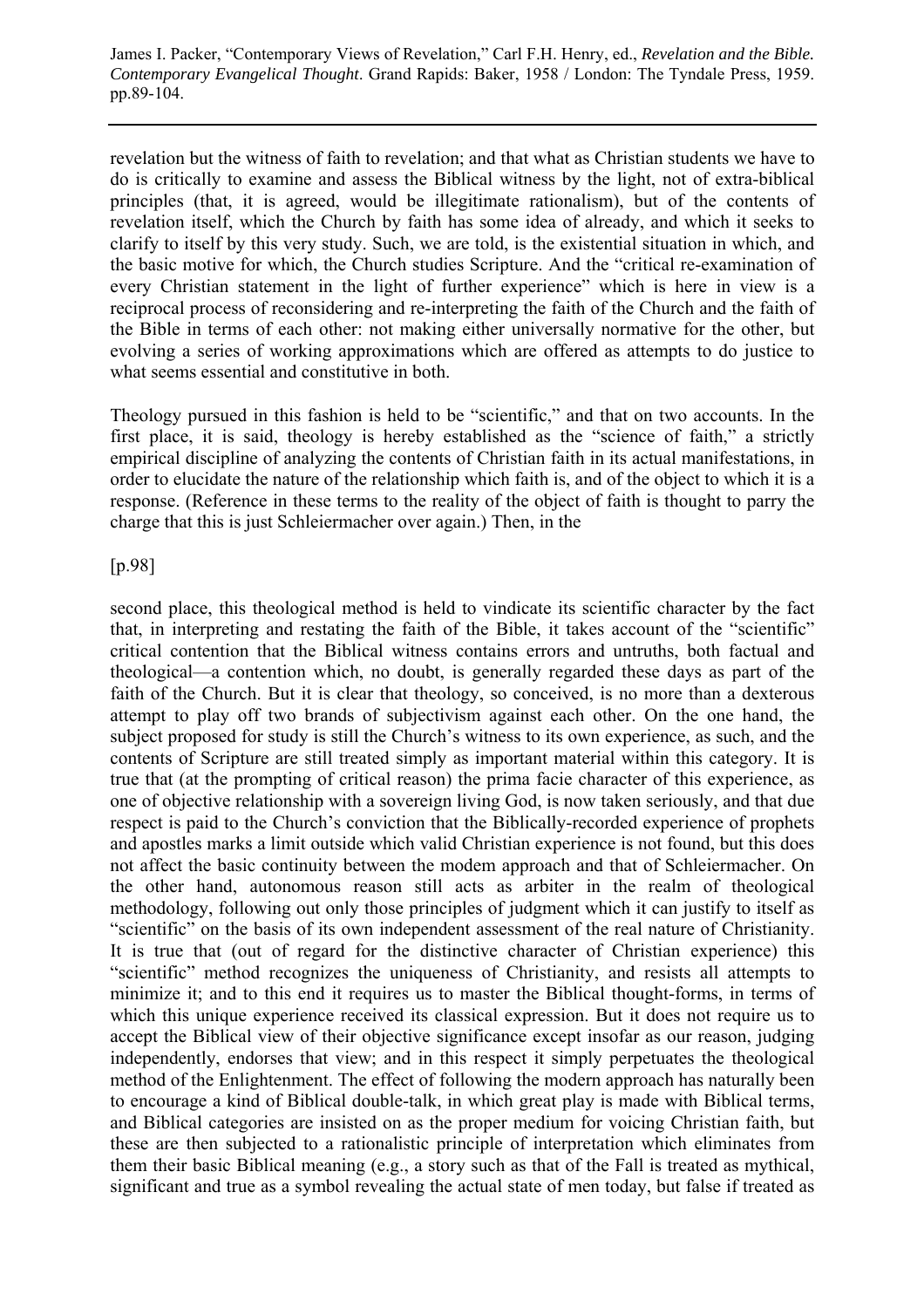revelation but the witness of faith to revelation; and that what as Christian students we have to do is critically to examine and assess the Biblical witness by the light, not of extra-biblical principles (that, it is agreed, would be illegitimate rationalism), but of the contents of revelation itself, which the Church by faith has some idea of already, and which it seeks to clarify to itself by this very study. Such, we are told, is the existential situation in which, and the basic motive for which, the Church studies Scripture. And the "critical re-examination of every Christian statement in the light of further experience" which is here in view is a reciprocal process of reconsidering and re-interpreting the faith of the Church and the faith of the Bible in terms of each other: not making either universally normative for the other, but evolving a series of working approximations which are offered as attempts to do justice to what seems essential and constitutive in both.

Theology pursued in this fashion is held to be "scientific," and that on two accounts. In the first place, it is said, theology is hereby established as the "science of faith," a strictly empirical discipline of analyzing the contents of Christian faith in its actual manifestations, in order to elucidate the nature of the relationship which faith is, and of the object to which it is a response. (Reference in these terms to the reality of the object of faith is thought to parry the charge that this is just Schleiermacher over again.) Then, in the

[p.98]

second place, this theological method is held to vindicate its scientific character by the fact that, in interpreting and restating the faith of the Bible, it takes account of the "scientific" critical contention that the Biblical witness contains errors and untruths, both factual and theological—a contention which, no doubt, is generally regarded these days as part of the faith of the Church. But it is clear that theology, so conceived, is no more than a dexterous attempt to play off two brands of subjectivism against each other. On the one hand, the subject proposed for study is still the Church's witness to its own experience, as such, and the contents of Scripture are still treated simply as important material within this category. It is true that (at the prompting of critical reason) the prima facie character of this experience, as one of objective relationship with a sovereign living God, is now taken seriously, and that due respect is paid to the Church's conviction that the Biblically-recorded experience of prophets and apostles marks a limit outside which valid Christian experience is not found, but this does not affect the basic continuity between the modem approach and that of Schleiermacher. On the other hand, autonomous reason still acts as arbiter in the realm of theological methodology, following out only those principles of judgment which it can justify to itself as "scientific" on the basis of its own independent assessment of the real nature of Christianity. It is true that (out of regard for the distinctive character of Christian experience) this "scientific" method recognizes the uniqueness of Christianity, and resists all attempts to minimize it; and to this end it requires us to master the Biblical thought-forms, in terms of which this unique experience received its classical expression. But it does not require us to accept the Biblical view of their objective significance except insofar as our reason, judging independently, endorses that view; and in this respect it simply perpetuates the theological method of the Enlightenment. The effect of following the modern approach has naturally been to encourage a kind of Biblical double-talk, in which great play is made with Biblical terms, and Biblical categories are insisted on as the proper medium for voicing Christian faith, but these are then subjected to a rationalistic principle of interpretation which eliminates from them their basic Biblical meaning (e.g., a story such as that of the Fall is treated as mythical, significant and true as a symbol revealing the actual state of men today, but false if treated as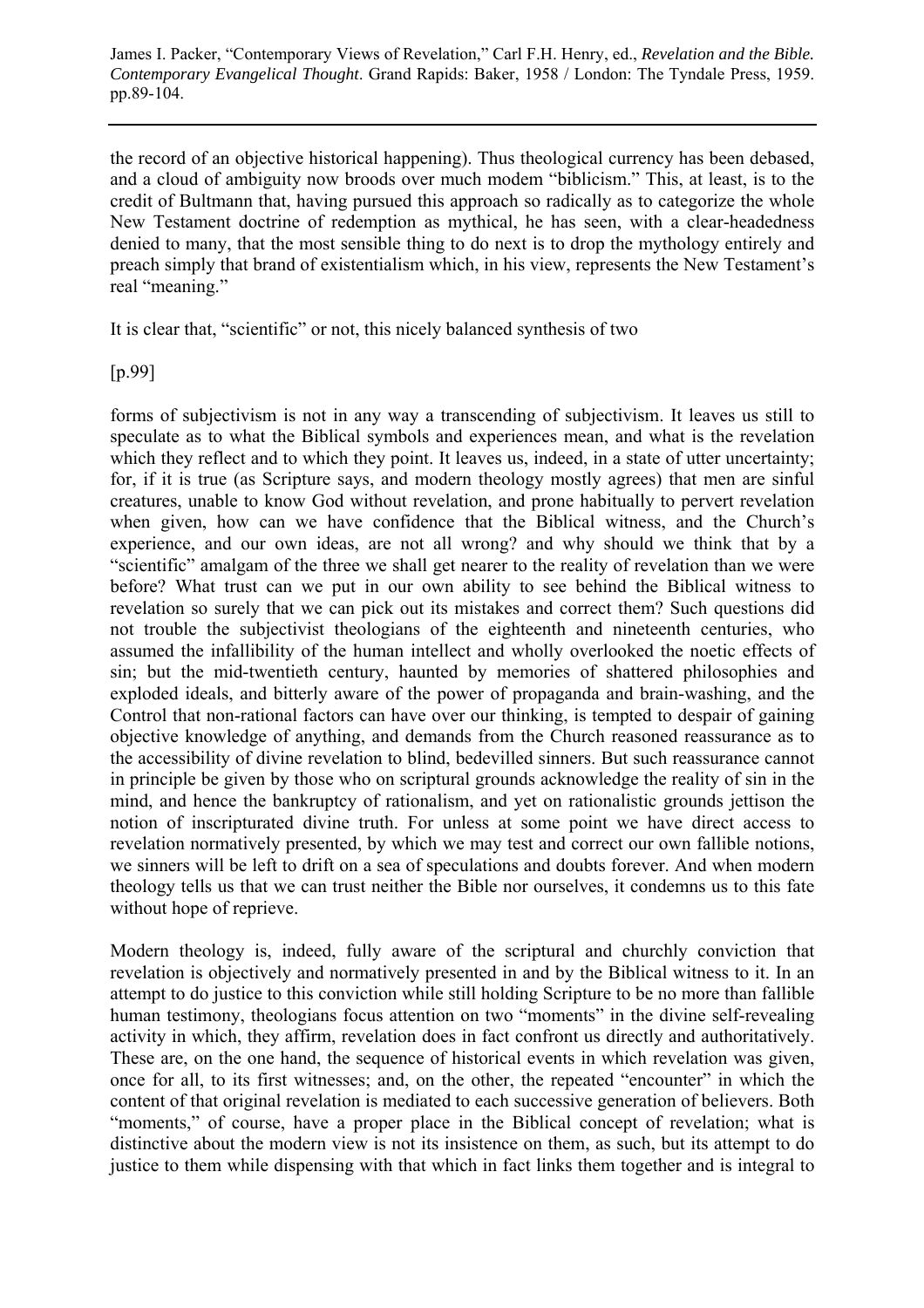the record of an objective historical happening). Thus theological currency has been debased, and a cloud of ambiguity now broods over much modem "biblicism." This, at least, is to the credit of Bultmann that, having pursued this approach so radically as to categorize the whole New Testament doctrine of redemption as mythical, he has seen, with a clear-headedness denied to many, that the most sensible thing to do next is to drop the mythology entirely and preach simply that brand of existentialism which, in his view, represents the New Testament's real "meaning."

It is clear that, "scientific" or not, this nicely balanced synthesis of two

[p.99]

forms of subjectivism is not in any way a transcending of subjectivism. It leaves us still to speculate as to what the Biblical symbols and experiences mean, and what is the revelation which they reflect and to which they point. It leaves us, indeed, in a state of utter uncertainty; for, if it is true (as Scripture says, and modern theology mostly agrees) that men are sinful creatures, unable to know God without revelation, and prone habitually to pervert revelation when given, how can we have confidence that the Biblical witness, and the Church's experience, and our own ideas, are not all wrong? and why should we think that by a "scientific" amalgam of the three we shall get nearer to the reality of revelation than we were before? What trust can we put in our own ability to see behind the Biblical witness to revelation so surely that we can pick out its mistakes and correct them? Such questions did not trouble the subjectivist theologians of the eighteenth and nineteenth centuries, who assumed the infallibility of the human intellect and wholly overlooked the noetic effects of sin; but the mid-twentieth century, haunted by memories of shattered philosophies and exploded ideals, and bitterly aware of the power of propaganda and brain-washing, and the Control that non-rational factors can have over our thinking, is tempted to despair of gaining objective knowledge of anything, and demands from the Church reasoned reassurance as to the accessibility of divine revelation to blind, bedevilled sinners. But such reassurance cannot in principle be given by those who on scriptural grounds acknowledge the reality of sin in the mind, and hence the bankruptcy of rationalism, and yet on rationalistic grounds jettison the notion of inscripturated divine truth. For unless at some point we have direct access to revelation normatively presented, by which we may test and correct our own fallible notions, we sinners will be left to drift on a sea of speculations and doubts forever. And when modern theology tells us that we can trust neither the Bible nor ourselves, it condemns us to this fate without hope of reprieve.

Modern theology is, indeed, fully aware of the scriptural and churchly conviction that revelation is objectively and normatively presented in and by the Biblical witness to it. In an attempt to do justice to this conviction while still holding Scripture to be no more than fallible human testimony, theologians focus attention on two "moments" in the divine self-revealing activity in which, they affirm, revelation does in fact confront us directly and authoritatively. These are, on the one hand, the sequence of historical events in which revelation was given, once for all, to its first witnesses; and, on the other, the repeated "encounter" in which the content of that original revelation is mediated to each successive generation of believers. Both "moments," of course, have a proper place in the Biblical concept of revelation; what is distinctive about the modern view is not its insistence on them, as such, but its attempt to do justice to them while dispensing with that which in fact links them together and is integral to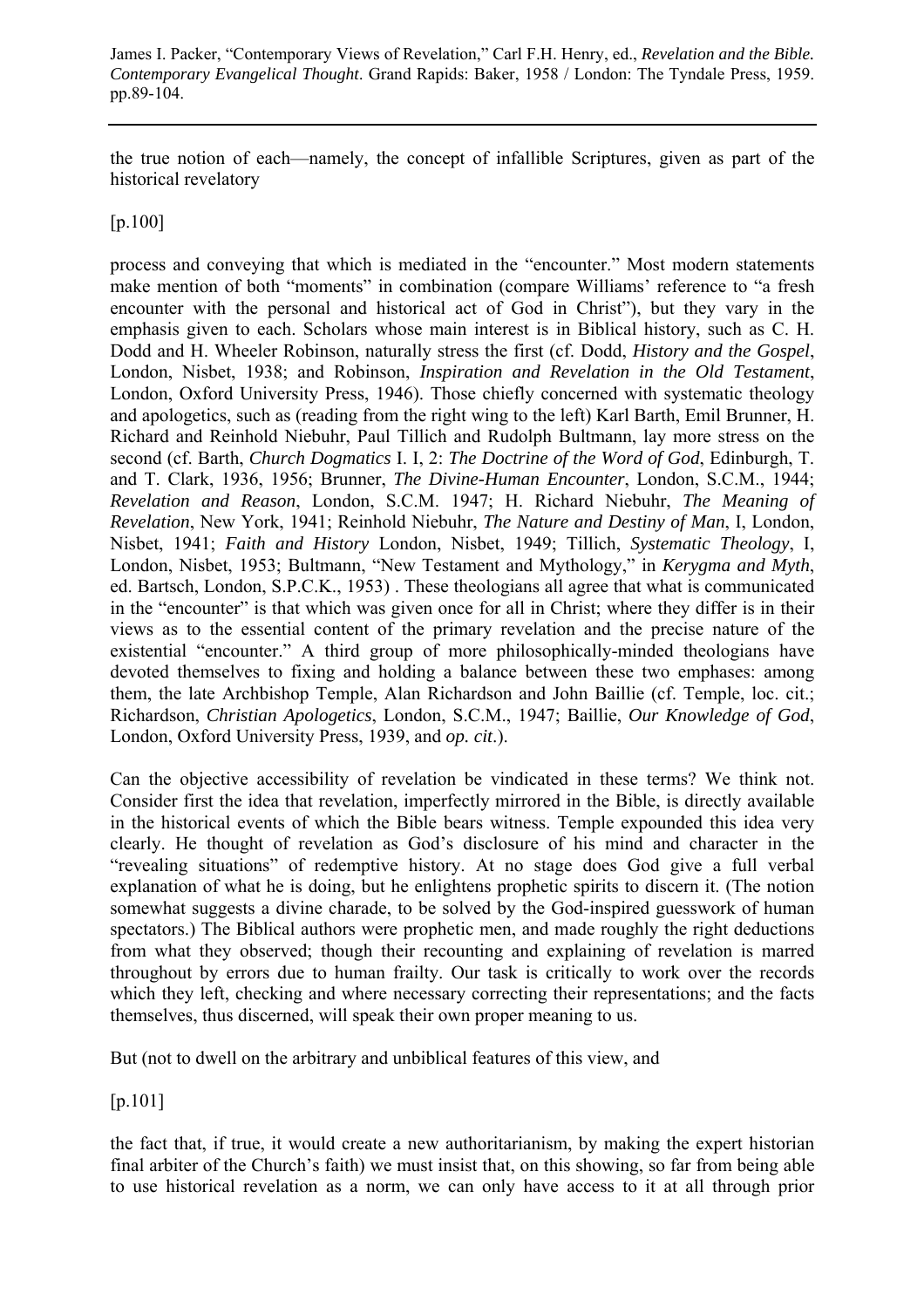the true notion of each—namely, the concept of infallible Scriptures, given as part of the historical revelatory

[p.100]

process and conveying that which is mediated in the "encounter." Most modern statements make mention of both "moments" in combination (compare Williams' reference to "a fresh encounter with the personal and historical act of God in Christ"), but they vary in the emphasis given to each. Scholars whose main interest is in Biblical history, such as C. H. Dodd and H. Wheeler Robinson, naturally stress the first (cf. Dodd, *History and the Gospel*, London, Nisbet, 1938; and Robinson, *Inspiration and Revelation in the Old Testament*, London, Oxford University Press, 1946). Those chiefly concerned with systematic theology and apologetics, such as (reading from the right wing to the left) Karl Barth, Emil Brunner, H. Richard and Reinhold Niebuhr, Paul Tillich and Rudolph Bultmann, lay more stress on the second (cf. Barth, *Church Dogmatics* I. I, 2: *The Doctrine of the Word of God*, Edinburgh, T. and T. Clark, 1936, 1956; Brunner, *The Divine-Human Encounter*, London, S.C.M., 1944; *Revelation and Reason*, London, S.C.M. 1947; H. Richard Niebuhr, *The Meaning of Revelation*, New York, 1941; Reinhold Niebuhr, *The Nature and Destiny of Man*, I, London, Nisbet, 1941; *Faith and History* London, Nisbet, 1949; Tillich, *Systematic Theology*, I, London, Nisbet, 1953; Bultmann, "New Testament and Mythology," in *Kerygma and Myth*, ed. Bartsch, London, S.P.C.K., 1953) . These theologians all agree that what is communicated in the "encounter" is that which was given once for all in Christ; where they differ is in their views as to the essential content of the primary revelation and the precise nature of the existential "encounter." A third group of more philosophically-minded theologians have devoted themselves to fixing and holding a balance between these two emphases: among them, the late Archbishop Temple, Alan Richardson and John Baillie (cf. Temple, loc. cit.; Richardson, *Christian Apologetics*, London, S.C.M., 1947; Baillie, *Our Knowledge of God*, London, Oxford University Press, 1939, and *op. cit*.).

Can the objective accessibility of revelation be vindicated in these terms? We think not. Consider first the idea that revelation, imperfectly mirrored in the Bible, is directly available in the historical events of which the Bible bears witness. Temple expounded this idea very clearly. He thought of revelation as God's disclosure of his mind and character in the "revealing situations" of redemptive history. At no stage does God give a full verbal explanation of what he is doing, but he enlightens prophetic spirits to discern it. (The notion somewhat suggests a divine charade, to be solved by the God-inspired guesswork of human spectators.) The Biblical authors were prophetic men, and made roughly the right deductions from what they observed; though their recounting and explaining of revelation is marred throughout by errors due to human frailty. Our task is critically to work over the records which they left, checking and where necessary correcting their representations; and the facts themselves, thus discerned, will speak their own proper meaning to us.

But (not to dwell on the arbitrary and unbiblical features of this view, and

[p.101]

the fact that, if true, it would create a new authoritarianism, by making the expert historian final arbiter of the Church's faith) we must insist that, on this showing, so far from being able to use historical revelation as a norm, we can only have access to it at all through prior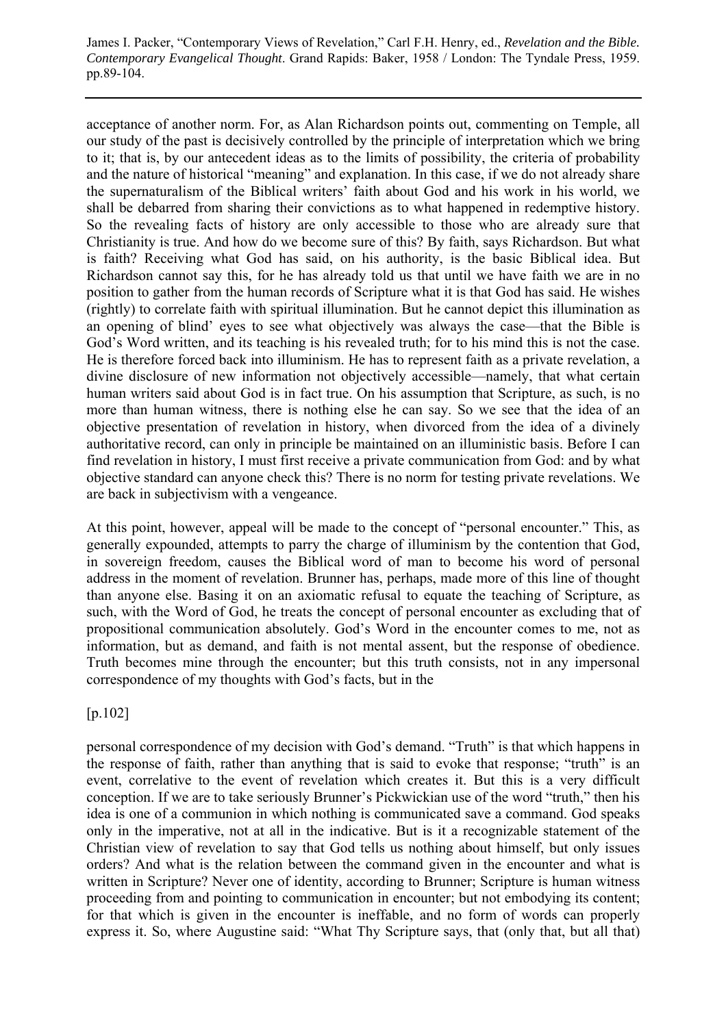acceptance of another norm. For, as Alan Richardson points out, commenting on Temple, all our study of the past is decisively controlled by the principle of interpretation which we bring to it; that is, by our antecedent ideas as to the limits of possibility, the criteria of probability and the nature of historical "meaning" and explanation. In this case, if we do not already share the supernaturalism of the Biblical writers' faith about God and his work in his world, we shall be debarred from sharing their convictions as to what happened in redemptive history. So the revealing facts of history are only accessible to those who are already sure that Christianity is true. And how do we become sure of this? By faith, says Richardson. But what is faith? Receiving what God has said, on his authority, is the basic Biblical idea. But Richardson cannot say this, for he has already told us that until we have faith we are in no position to gather from the human records of Scripture what it is that God has said. He wishes (rightly) to correlate faith with spiritual illumination. But he cannot depict this illumination as an opening of blind' eyes to see what objectively was always the case—that the Bible is God's Word written, and its teaching is his revealed truth; for to his mind this is not the case. He is therefore forced back into illuminism. He has to represent faith as a private revelation, a divine disclosure of new information not objectively accessible—namely, that what certain human writers said about God is in fact true. On his assumption that Scripture, as such, is no more than human witness, there is nothing else he can say. So we see that the idea of an objective presentation of revelation in history, when divorced from the idea of a divinely authoritative record, can only in principle be maintained on an illuministic basis. Before I can find revelation in history, I must first receive a private communication from God: and by what objective standard can anyone check this? There is no norm for testing private revelations. We are back in subjectivism with a vengeance.

At this point, however, appeal will be made to the concept of "personal encounter." This, as generally expounded, attempts to parry the charge of illuminism by the contention that God, in sovereign freedom, causes the Biblical word of man to become his word of personal address in the moment of revelation. Brunner has, perhaps, made more of this line of thought than anyone else. Basing it on an axiomatic refusal to equate the teaching of Scripture, as such, with the Word of God, he treats the concept of personal encounter as excluding that of propositional communication absolutely. God's Word in the encounter comes to me, not as information, but as demand, and faith is not mental assent, but the response of obedience. Truth becomes mine through the encounter; but this truth consists, not in any impersonal correspondence of my thoughts with God's facts, but in the

[p.102]

personal correspondence of my decision with God's demand. "Truth" is that which happens in the response of faith, rather than anything that is said to evoke that response; "truth" is an event, correlative to the event of revelation which creates it. But this is a very difficult conception. If we are to take seriously Brunner's Pickwickian use of the word "truth," then his idea is one of a communion in which nothing is communicated save a command. God speaks only in the imperative, not at all in the indicative. But is it a recognizable statement of the Christian view of revelation to say that God tells us nothing about himself, but only issues orders? And what is the relation between the command given in the encounter and what is written in Scripture? Never one of identity, according to Brunner; Scripture is human witness proceeding from and pointing to communication in encounter; but not embodying its content; for that which is given in the encounter is ineffable, and no form of words can properly express it. So, where Augustine said: "What Thy Scripture says, that (only that, but all that)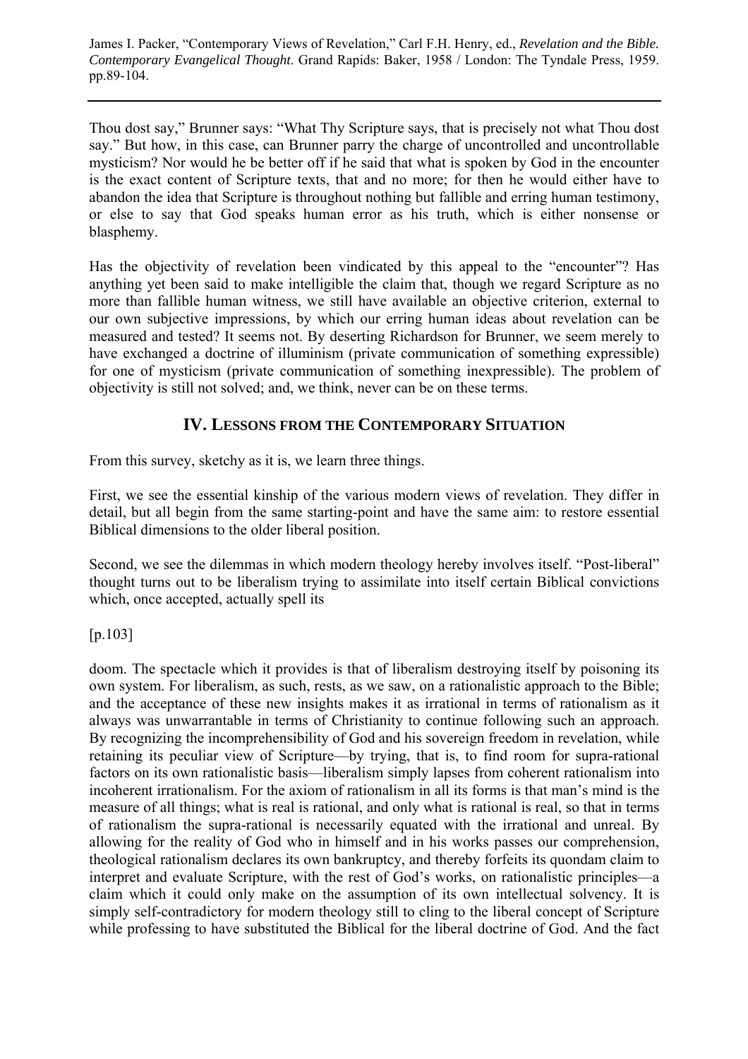Thou dost say," Brunner says: "What Thy Scripture says, that is precisely not what Thou dost say." But how, in this case, can Brunner parry the charge of uncontrolled and uncontrollable mysticism? Nor would he be better off if he said that what is spoken by God in the encounter is the exact content of Scripture texts, that and no more; for then he would either have to abandon the idea that Scripture is throughout nothing but fallible and erring human testimony, or else to say that God speaks human error as his truth, which is either nonsense or blasphemy.

Has the objectivity of revelation been vindicated by this appeal to the "encounter"? Has anything yet been said to make intelligible the claim that, though we regard Scripture as no more than fallible human witness, we still have available an objective criterion, external to our own subjective impressions, by which our erring human ideas about revelation can be measured and tested? It seems not. By deserting Richardson for Brunner, we seem merely to have exchanged a doctrine of illuminism (private communication of something expressible) for one of mysticism (private communication of something inexpressible). The problem of objectivity is still not solved; and, we think, never can be on these terms.

## IV. Lessons from the Contemporary Situation

From this survey, sketchy as it is, we learn three things.

First, we see the essential kinship of the various modern views of revelation. They differ in detail, but all begin from the same starting-point and have the same aim: to restore essential Biblical dimensions to the older liberal position.

Second, we see the dilemmas in which modern theology hereby involves itself. "Post-liberal" thought turns out to be liberalism trying to assimilate into itself certain Biblical convictions which, once accepted, actually spell its

[p.103]

doom. The spectacle which it provides is that of liberalism destroying itself by poisoning its own system. For liberalism, as such, rests, as we saw, on a rationalistic approach to the Bible; and the acceptance of these new insights makes it as irrational in terms of rationalism as it always was unwarrantable in terms of Christianity to continue following such an approach. By recognizing the incomprehensibility of God and his sovereign freedom in revelation, while retaining its peculiar view of Scripture—by trying, that is, to find room for supra-rational factors on its own rationalistic basis—liberalism simply lapses from coherent rationalism into incoherent irrationalism. For the axiom of rationalism in all its forms is that man's mind is the measure of all things; what is real is rational, and only what is rational is real, so that in terms of rationalism the supra-rational is necessarily equated with the irrational and unreal. By allowing for the reality of God who in himself and in his works passes our comprehension, theological rationalism declares its own bankruptcy, and thereby forfeits its quondam claim to interpret and evaluate Scripture, with the rest of God's works, on rationalistic principles—a claim which it could only make on the assumption of its own intellectual solvency. It is simply self-contradictory for modern theology still to cling to the liberal concept of Scripture while professing to have substituted the Biblical for the liberal doctrine of God. And the fact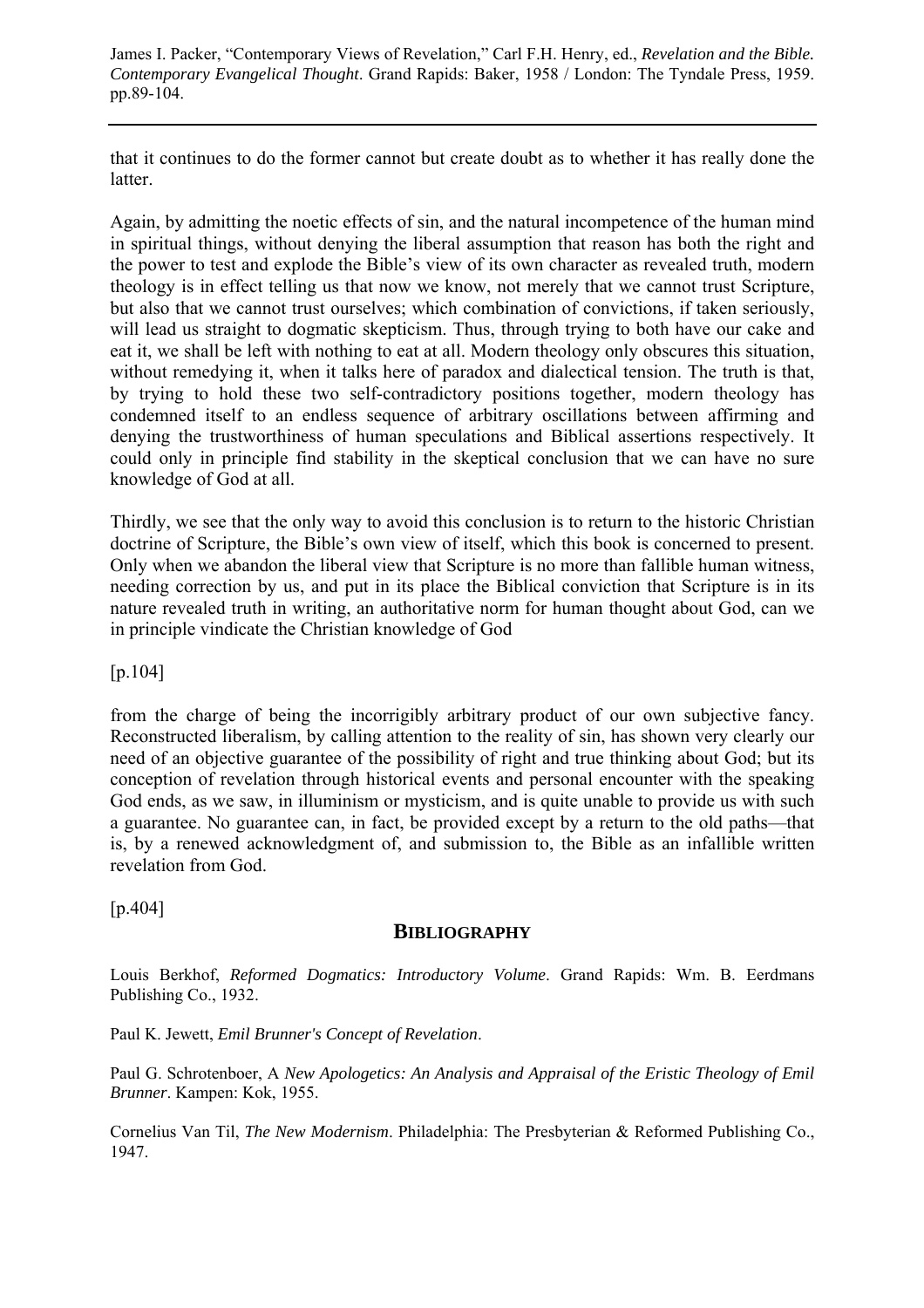that it continues to do the former cannot but create doubt as to whether it has really done the latter.

Again, by admitting the noetic effects of sin, and the natural incompetence of the human mind in spiritual things, without denying the liberal assumption that reason has both the right and the power to test and explode the Bible's view of its own character as revealed truth, modern theology is in effect telling us that now we know, not merely that we cannot trust Scripture, but also that we cannot trust ourselves; which combination of convictions, if taken seriously, will lead us straight to dogmatic skepticism. Thus, through trying to both have our cake and eat it, we shall be left with nothing to eat at all. Modern theology only obscures this situation, without remedying it, when it talks here of paradox and dialectical tension. The truth is that, by trying to hold these two self-contradictory positions together, modern theology has condemned itself to an endless sequence of arbitrary oscillations between affirming and denying the trustworthiness of human speculations and Biblical assertions respectively. It could only in principle find stability in the skeptical conclusion that we can have no sure knowledge of God at all.

Thirdly, we see that the only way to avoid this conclusion is to return to the historic Christian doctrine of Scripture, the Bible's own view of itself, which this book is concerned to present. Only when we abandon the liberal view that Scripture is no more than fallible human witness, needing correction by us, and put in its place the Biblical conviction that Scripture is in its nature revealed truth in writing, an authoritative norm for human thought about God, can we in principle vindicate the Christian knowledge of God

[p.104]

from the charge of being the incorrigibly arbitrary product of our own subjective fancy. Reconstructed liberalism, by calling attention to the reality of sin, has shown very clearly our need of an objective guarantee of the possibility of right and true thinking about God; but its conception of revelation through historical events and personal encounter with the speaking God ends, as we saw, in illuminism or mysticism, and is quite unable to provide us with such a guarantee. No guarantee can, in fact, be provided except by a return to the old paths—that is, by a renewed acknowledgment of, and submission to, the Bible as an infallible written revelation from God.

[p.404]

## BIBLIOGRAPHY

Louis Berkhof, *Reformed Dogmatics: Introductory Volume*. Grand Rapids: Wm. B. Eerdmans Publishing Co., 1932.

Paul K. Jewett, *Emil Brunner's Concept of Revelation*.

Paul G. Schrotenboer, A *New Apologetics: An Analysis and Appraisal of the Eristic Theology of Emil Brunner*. Kampen: Kok, 1955.

Cornelius Van Til, *The New Modernism*. Philadelphia: The Presbyterian & Reformed Publishing Co., 1947.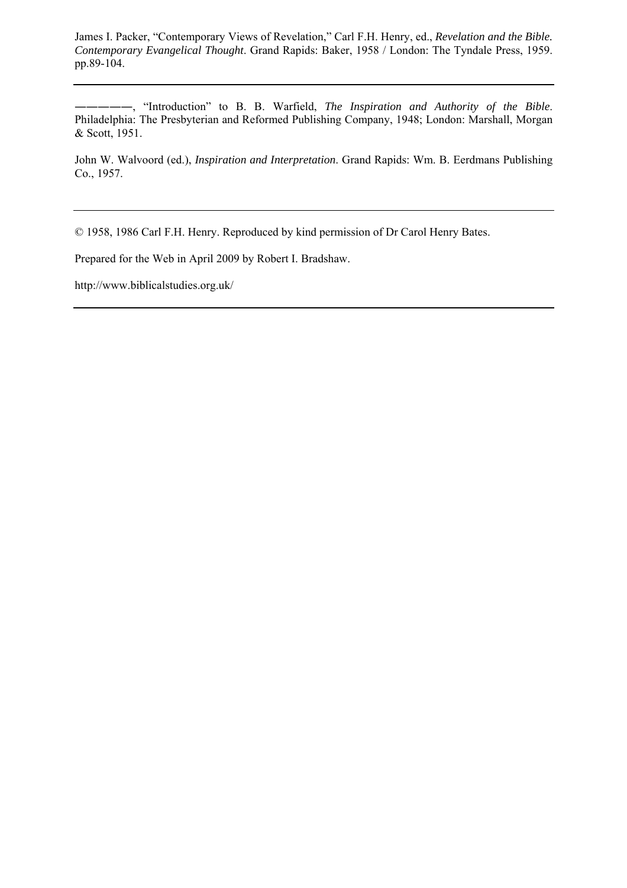James I. Packer, "Contemporary Views of Revelation," Carl F.H. Henry, ed., *Revelation and the Bible. Contemporary Evangelical Thought*. Grand Rapids: Baker, 1958 / London: The Tyndale Press, 1959. pp.89-104.

---

——————, "Introduction" to B. B. Warfield, *The Inspiration and Authority of the Bible*. Philadelphia: The Presbyterian and Reformed Publishing Company, 1948; London: Marshall, Morgan & Scott, 1951.

John W. Walvoord (ed.), *Inspiration and Interpretation*. Grand Rapids: Wm. B. Eerdmans Publishing Co., 1957.

---

© 1958, 1986 Carl F.H. Henry. Reproduced by kind permission of Dr Carol Henry Bates.

Prepared for the Web in April 2009 by Robert I. Bradshaw.

http://www.biblicalstudies.org.uk/

---